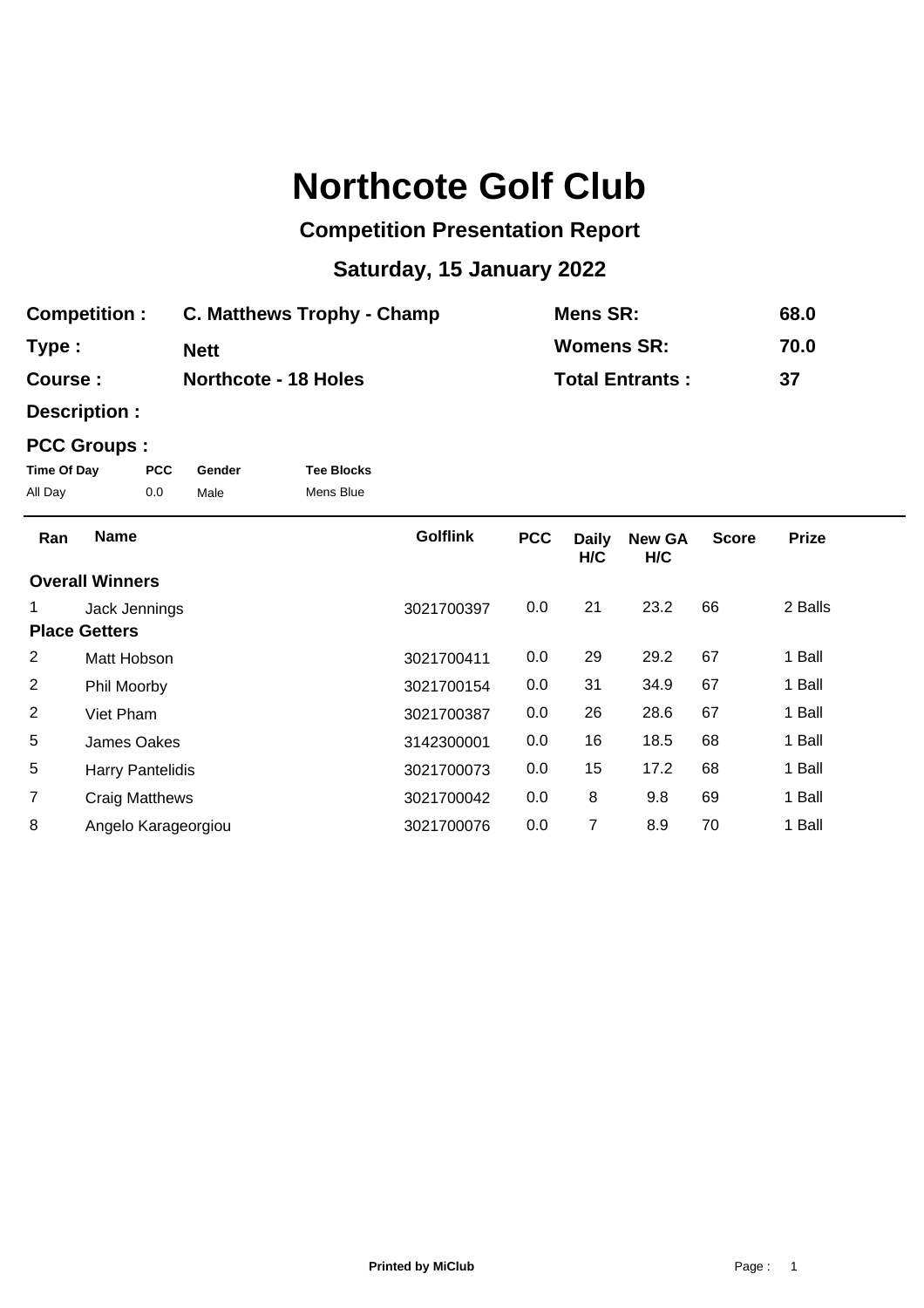# Northcote Golf Club

## Competition Presentation Report

## Saturday, 15 January 2022

| | | | |
|---|---|---|---|
| **Competition :** | **C. Matthews Trophy - Champ** | **Mens SR:** | **68.0** |
| **Type :** | **Nett** | **Womens SR:** | **70.0** |
| **Course :** | **Northcote - 18 Holes** | **Total Entrants :** | **37** |
| **Description :** | | | |

**PCC Groups :**

| Time Of Day | PCC | Gender | Tee Blocks |
|---|---|---|---|
| All Day | 0.0 | Male | Mens Blue |

| Ran | Name | Golflink | PCC | Daily H/C | New GA H/C | Score | Prize |
|---|---|---|---|---|---|---|---|
| **Overall Winners** | | | | | | | |
| 1 | Jack Jennings | 3021700397 | 0.0 | 21 | 23.2 | 66 | 2 Balls |
| **Place Getters** | | | | | | | |
| 2 | Matt Hobson | 3021700411 | 0.0 | 29 | 29.2 | 67 | 1 Ball |
| 2 | Phil Moorby | 3021700154 | 0.0 | 31 | 34.9 | 67 | 1 Ball |
| 2 | Viet Pham | 3021700387 | 0.0 | 26 | 28.6 | 67 | 1 Ball |
| 5 | James Oakes | 3142300001 | 0.0 | 16 | 18.5 | 68 | 1 Ball |
| 5 | Harry Pantelidis | 3021700073 | 0.0 | 15 | 17.2 | 68 | 1 Ball |
| 7 | Craig Matthews | 3021700042 | 0.0 | 8 | 9.8 | 69 | 1 Ball |
| 8 | Angelo Karageorgiou | 3021700076 | 0.0 | 7 | 8.9 | 70 | 1 Ball |

**Printed by MiClub**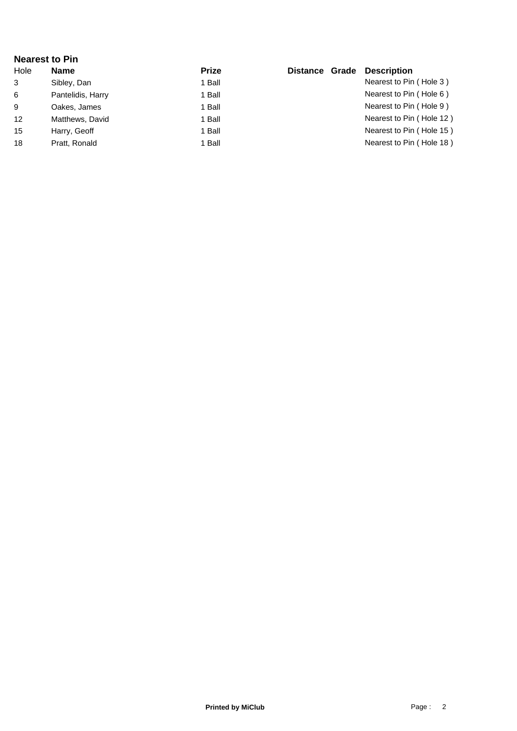## Nearest to Pin

| Hole | Name | Prize | Distance | Grade | Description |
| --- | --- | --- | --- | --- | --- |
| 3 | Sibley, Dan | 1 Ball | | | Nearest to Pin ( Hole 3 ) |
| 6 | Pantelidis, Harry | 1 Ball | | | Nearest to Pin ( Hole 6 ) |
| 9 | Oakes, James | 1 Ball | | | Nearest to Pin ( Hole 9 ) |
| 12 | Matthews, David | 1 Ball | | | Nearest to Pin ( Hole 12 ) |
| 15 | Harry, Geoff | 1 Ball | | | Nearest to Pin ( Hole 15 ) |
| 18 | Pratt, Ronald | 1 Ball | | | Nearest to Pin ( Hole 18 ) |

**Printed by MiClub**